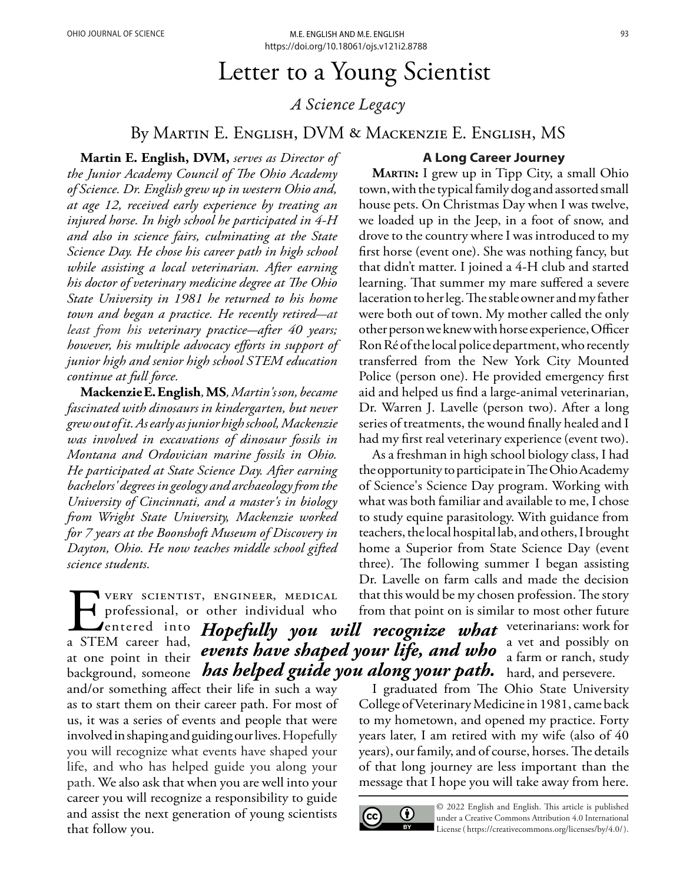# Letter to a Young Scientist

*A Science Legacy*

By Martin E. English, DVM & Mackenzie E. English, MS

**Martin E. English, DVM,** *serves as Director of the Junior Academy Council of The Ohio Academy of Science. Dr. English grew up in western Ohio and, at age 12, received early experience by treating an injured horse. In high school he participated in 4-H and also in science fairs, culminating at the State Science Day. He chose his career path in high school while assisting a local veterinarian. After earning his doctor of veterinary medicine degree at The Ohio State University in 1981 he returned to his home town and began a practice. He recently retired—at least from his veterinary practice—after 40 years; however, his multiple advocacy efforts in support of junior high and senior high school STEM education continue at full force.*

**Mackenzie E. English, MS**, *Martin's son, became fascinated with dinosaurs in kindergarten, but never grew out of it. As early as junior high school, Mackenzie was involved in excavations of dinosaur fossils in Montana and Ordovician marine fossils in Ohio. He participated at State Science Day. After earning bachelors' degrees in geology and archaeology from the University of Cincinnati, and a master's in biology from Wright State University, Mackenzie worked for 7 years at the Boonshoft Museum of Discovery in Dayton, Ohio. He now teaches middle school gifted science students.*

Every scientist, engineer, medical professional, or other individual who entered into a STEM career had, at one point in their background, someone and/or something affect their life in such a way as to start them on their career path. For most of us, it was a series of events and people that were involved in shaping and guiding our lives. Hopefully you will recognize what events have shaped your life, and who has helped guide you along your path. We also ask that when you are well into your career you will recognize a responsibility to guide and assist the next generation of young scientists that follow you.

> ***Hopefully you will recognize what events have shaped your life, and who has helped guide you along your path.***

## A Long Career Journey

**Martin:** I grew up in Tipp City, a small Ohio town, with the typical family dog and assorted small house pets. On Christmas Day when I was twelve, we loaded up in the Jeep, in a foot of snow, and drove to the country where I was introduced to my first horse (event one). She was nothing fancy, but that didn't matter. I joined a 4-H club and started learning. That summer my mare suffered a severe laceration to her leg. The stable owner and my father were both out of town. My mother called the only other person we knew with horse experience, Officer Ron Ré of the local police department, who recently transferred from the New York City Mounted Police (person one). He provided emergency first aid and helped us find a large-animal veterinarian, Dr. Warren J. Lavelle (person two). After a long series of treatments, the wound finally healed and I had my first real veterinary experience (event two).

As a freshman in high school biology class, I had the opportunity to participate in The Ohio Academy of Science's Science Day program. Working with what was both familiar and available to me, I chose to study equine parasitology. With guidance from teachers, the local hospital lab, and others, I brought home a Superior from State Science Day (event three). The following summer I began assisting Dr. Lavelle on farm calls and made the decision that this would be my chosen profession. The story from that point on is similar to most other future veterinarians: work for a vet and possibly on a farm or ranch, study hard, and persevere.

I graduated from The Ohio State University College of Veterinary Medicine in 1981, came back to my hometown, and opened my practice. Forty years later, I am retired with my wife (also of 40 years), our family, and of course, horses. The details of that long journey are less important than the message that I hope you will take away from here.

© 2022 English and English. This article is published under a Creative Commons Attribution 4.0 International License ( https://creativecommons.org/licenses/by/4.0/ ).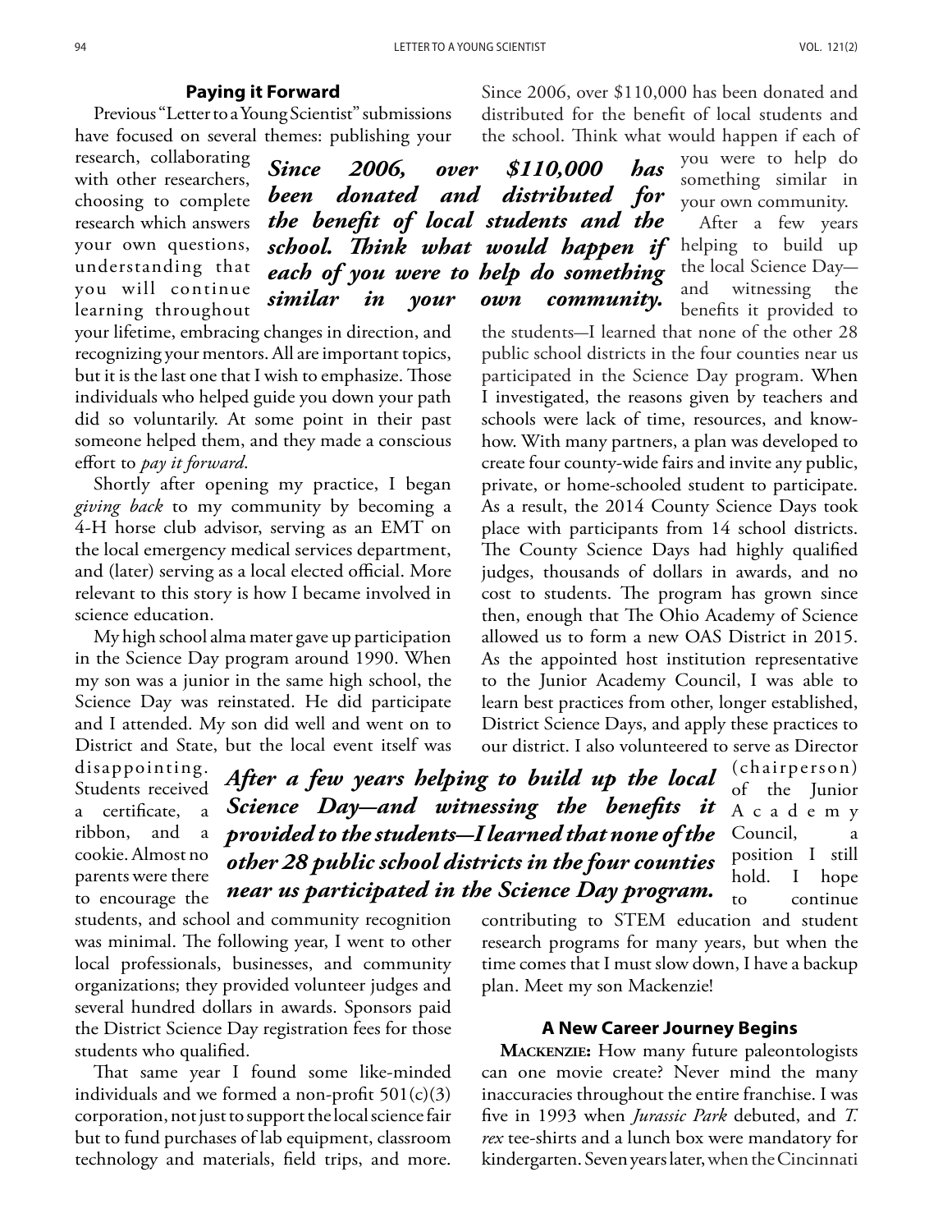## Paying it Forward

Previous "Letter to a Young Scientist" submissions have focused on several themes: publishing your research, collaborating with other researchers, choosing to complete research which answers your own questions, understanding that you will continue learning throughout your lifetime, embracing changes in direction, and recognizing your mentors. All are important topics, but it is the last one that I wish to emphasize. Those individuals who helped guide you down your path did so voluntarily. At some point in their past someone helped them, and they made a conscious effort to *pay it forward*.

Shortly after opening my practice, I began *giving back* to my community by becoming a 4-H horse club advisor, serving as an EMT on the local emergency medical services department, and (later) serving as a local elected official. More relevant to this story is how I became involved in science education.

My high school alma mater gave up participation in the Science Day program around 1990. When my son was a junior in the same high school, the Science Day was reinstated. He did participate and I attended. My son did well and went on to District and State, but the local event itself was disappointing. Students received a certificate, a ribbon, and a cookie. Almost no parents were there to encourage the students, and school and community recognition was minimal. The following year, I went to other local professionals, businesses, and community organizations; they provided volunteer judges and several hundred dollars in awards. Sponsors paid the District Science Day registration fees for those students who qualified.

That same year I found some like-minded individuals and we formed a non-profit 501(c)(3) corporation, not just to support the local science fair but to fund purchases of lab equipment, classroom technology and materials, field trips, and more. Since 2006, over $110,000 has been donated and distributed for the benefit of local students and the school. Think what would happen if each of you were to help do something similar in your own community.

***Since 2006, over $110,000 has been donated and distributed for the benefit of local students and the school. Think what would happen if each of you were to help do something similar in your own community.***

After a few years helping to build up the local Science Day—and witnessing the benefits it provided to the students—I learned that none of the other 28 public school districts in the four counties near us participated in the Science Day program. When I investigated, the reasons given by teachers and schools were lack of time, resources, and know-how. With many partners, a plan was developed to create four county-wide fairs and invite any public, private, or home-schooled student to participate. As a result, the 2014 County Science Days took place with participants from 14 school districts. The County Science Days had highly qualified judges, thousands of dollars in awards, and no cost to students. The program has grown since then, enough that The Ohio Academy of Science allowed us to form a new OAS District in 2015. As the appointed host institution representative to the Junior Academy Council, I was able to learn best practices from other, longer established, District Science Days, and apply these practices to our district. I also volunteered to serve as Director (chairperson) of the Junior Academy Council, a position I still hold. I hope to continue contributing to STEM education and student research programs for many years, but when the time comes that I must slow down, I have a backup plan. Meet my son Mackenzie!

***After a few years helping to build up the local Science Day—and witnessing the benefits it provided to the students—I learned that none of the other 28 public school districts in the four counties near us participated in the Science Day program.***

## A New Career Journey Begins

**Mackenzie:** How many future paleontologists can one movie create? Never mind the many inaccuracies throughout the entire franchise. I was five in 1993 when *Jurassic Park* debuted, and *T. rex* tee-shirts and a lunch box were mandatory for kindergarten. Seven years later, when the Cincinnati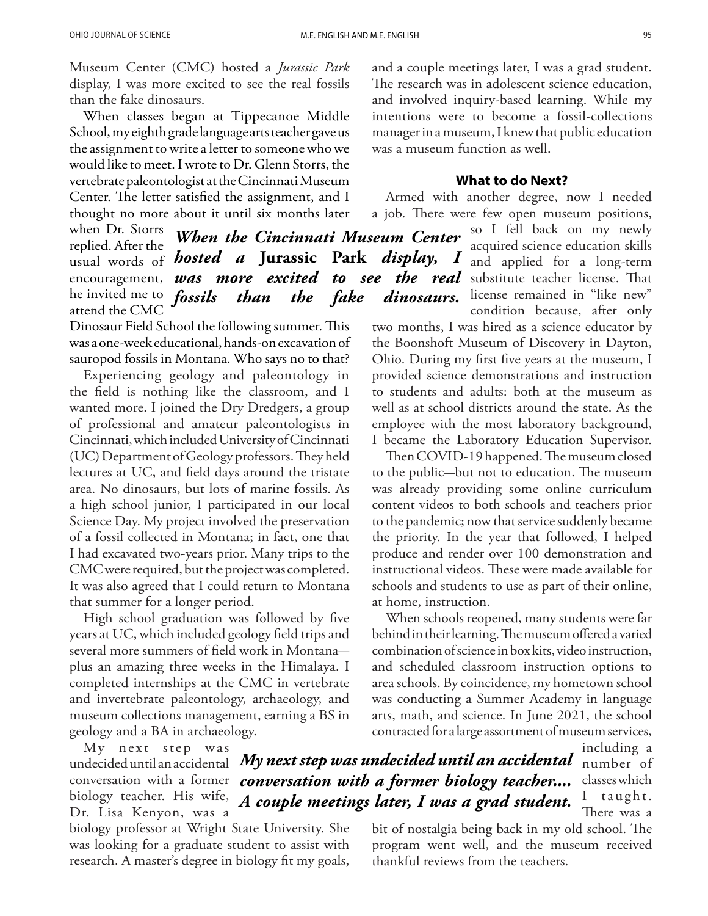Museum Center (CMC) hosted a *Jurassic Park* display, I was more excited to see the real fossils than the fake dinosaurs.

When classes began at Tippecanoe Middle School, my eighth grade language arts teacher gave us the assignment to write a letter to someone who we would like to meet. I wrote to Dr. Glenn Storrs, the vertebrate paleontologist at the Cincinnati Museum Center. The letter satisfied the assignment, and I thought no more about it until six months later when Dr. Storrs replied. After the usual words of encouragement, he invited me to attend the CMC Dinosaur Field School the following summer. This was a one-week educational, hands-on excavation of sauropod fossils in Montana. Who says no to that?

***When the Cincinnati Museum Center hosted a* Jurassic Park *display, I was more excited to see the real fossils than the fake dinosaurs.***

Experiencing geology and paleontology in the field is nothing like the classroom, and I wanted more. I joined the Dry Dredgers, a group of professional and amateur paleontologists in Cincinnati, which included University of Cincinnati (UC) Department of Geology professors. They held lectures at UC, and field days around the tristate area. No dinosaurs, but lots of marine fossils. As a high school junior, I participated in our local Science Day. My project involved the preservation of a fossil collected in Montana; in fact, one that I had excavated two-years prior. Many trips to the CMC were required, but the project was completed. It was also agreed that I could return to Montana that summer for a longer period.

High school graduation was followed by five years at UC, which included geology field trips and several more summers of field work in Montana—plus an amazing three weeks in the Himalaya. I completed internships at the CMC in vertebrate and invertebrate paleontology, archaeology, and museum collections management, earning a BS in geology and a BA in archaeology.

My next step was undecided until an accidental conversation with a former biology teacher. His wife, Dr. Lisa Kenyon, was a biology professor at Wright State University. She was looking for a graduate student to assist with research. A master's degree in biology fit my goals, and a couple meetings later, I was a grad student. The research was in adolescent science education, and involved inquiry-based learning. While my intentions were to become a fossil-collections manager in a museum, I knew that public education was a museum function as well.

***My next step was undecided until an accidental conversation with a former biology teacher.... A couple meetings later, I was a grad student.***

## What to do Next?

Armed with another degree, now I needed a job. There were few open museum positions, so I fell back on my newly acquired science education skills and applied for a long-term substitute teacher license. That license remained in "like new" condition because, after only two months, I was hired as a science educator by the Boonshoft Museum of Discovery in Dayton, Ohio. During my first five years at the museum, I provided science demonstrations and instruction to students and adults: both at the museum as well as at school districts around the state. As the employee with the most laboratory background, I became the Laboratory Education Supervisor.

Then COVID-19 happened. The museum closed to the public—but not to education. The museum was already providing some online curriculum content videos to both schools and teachers prior to the pandemic; now that service suddenly became the priority. In the year that followed, I helped produce and render over 100 demonstration and instructional videos. These were made available for schools and students to use as part of their online, at home, instruction.

When schools reopened, many students were far behind in their learning. The museum offered a varied combination of science in box kits, video instruction, and scheduled classroom instruction options to area schools. By coincidence, my hometown school was conducting a Summer Academy in language arts, math, and science. In June 2021, the school contracted for a large assortment of museum services, including a number of classes which I taught. There was a bit of nostalgia being back in my old school. The program went well, and the museum received thankful reviews from the teachers.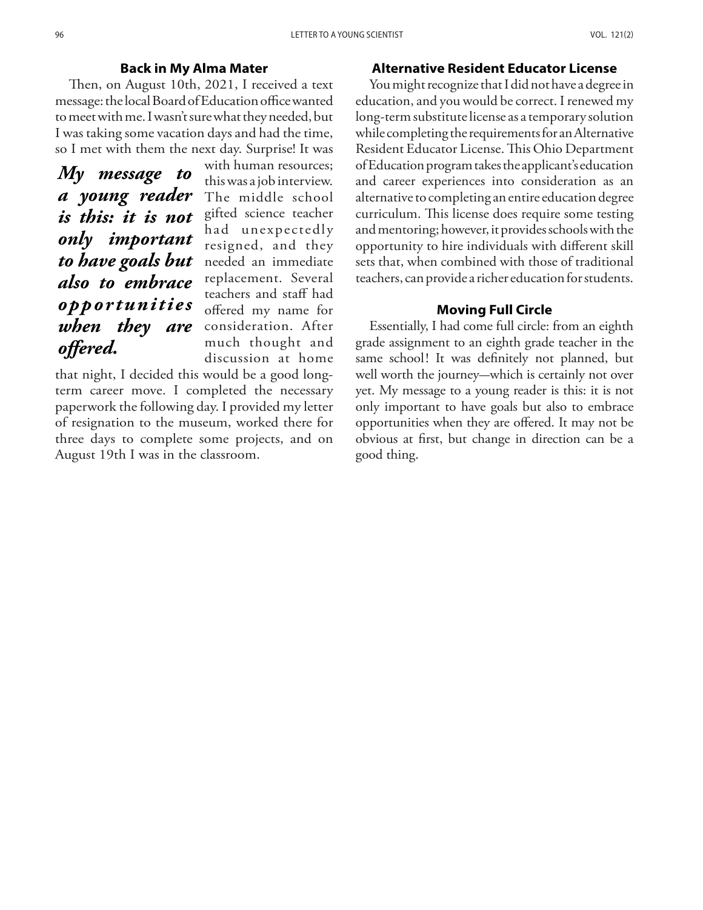## Back in My Alma Mater

Then, on August 10th, 2021, I received a text message: the local Board of Education office wanted to meet with me. I wasn't sure what they needed, but I was taking some vacation days and had the time, so I met with them the next day. Surprise! It was with human resources; this was a job interview. The middle school gifted science teacher had unexpectedly resigned, and they needed an immediate replacement. Several teachers and staff had offered my name for consideration. After much thought and discussion at home that night, I decided this would be a good long-term career move. I completed the necessary paperwork the following day. I provided my letter of resignation to the museum, worked there for three days to complete some projects, and on August 19th I was in the classroom.

***My message to a young reader is this: it is not only important to have goals but also to embrace opportunities when they are offered.***

## Alternative Resident Educator License

You might recognize that I did not have a degree in education, and you would be correct. I renewed my long-term substitute license as a temporary solution while completing the requirements for an Alternative Resident Educator License. This Ohio Department of Education program takes the applicant's education and career experiences into consideration as an alternative to completing an entire education degree curriculum. This license does require some testing and mentoring; however, it provides schools with the opportunity to hire individuals with different skill sets that, when combined with those of traditional teachers, can provide a richer education for students.

## Moving Full Circle

Essentially, I had come full circle: from an eighth grade assignment to an eighth grade teacher in the same school! It was definitely not planned, but well worth the journey—which is certainly not over yet. My message to a young reader is this: it is not only important to have goals but also to embrace opportunities when they are offered. It may not be obvious at first, but change in direction can be a good thing.